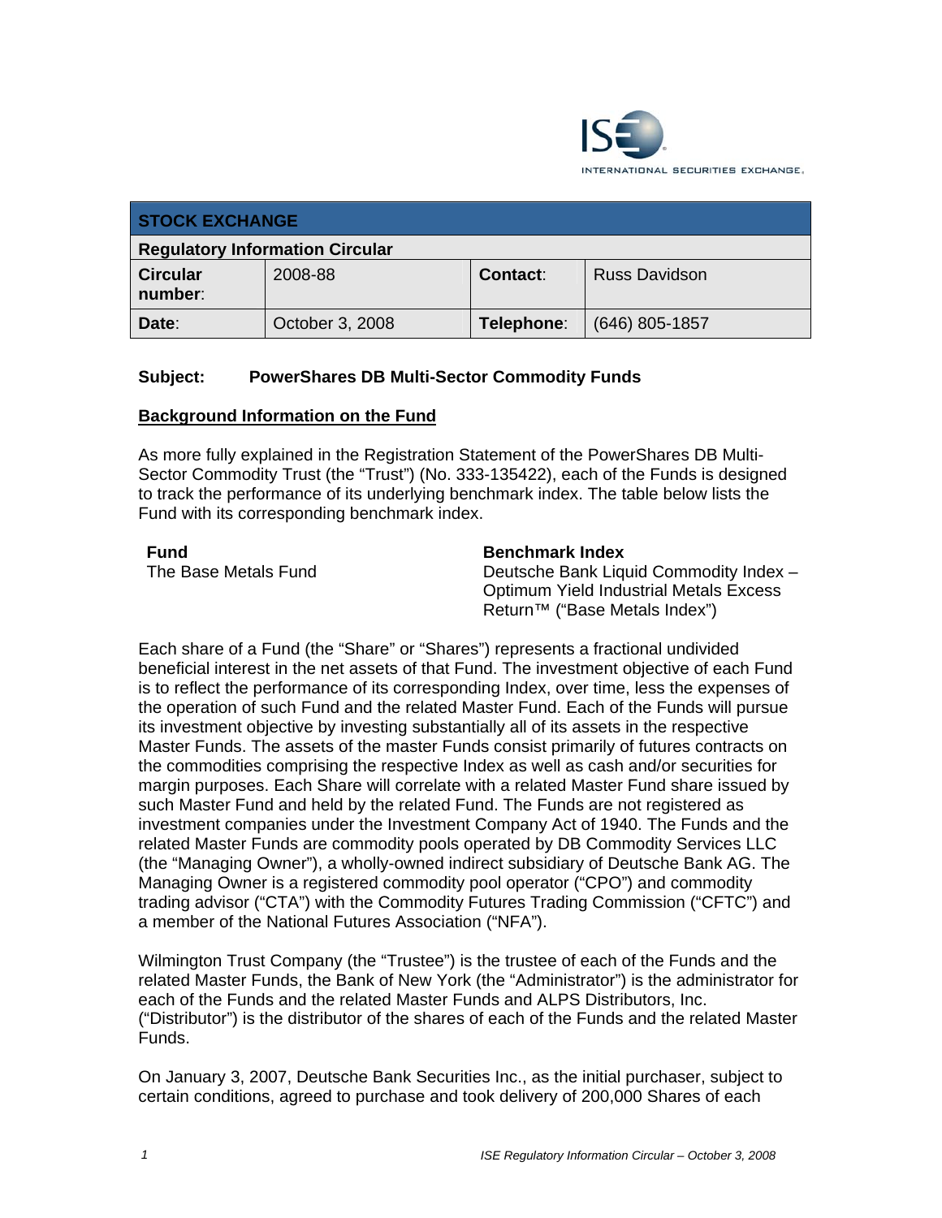INTERNATIONAL SECURITIES EXCHANGE.

| STOCK EXCHANGE | | | |
|---|---|---|---|
| **Regulatory Information Circular** | | | |
| **Circular number:** | 2008-88 | **Contact:** | Russ Davidson |
| **Date:** | October 3, 2008 | **Telephone:** | (646) 805-1857 |

**Subject: PowerShares DB Multi-Sector Commodity Funds**

## Background Information on the Fund

As more fully explained in the Registration Statement of the PowerShares DB Multi-Sector Commodity Trust (the "Trust") (No. 333-135422), each of the Funds is designed to track the performance of its underlying benchmark index. The table below lists the Fund with its corresponding benchmark index.

| **Fund** | **Benchmark Index** |
|---|---|
| The Base Metals Fund | Deutsche Bank Liquid Commodity Index – Optimum Yield Industrial Metals Excess Return™ ("Base Metals Index") |

Each share of a Fund (the "Share" or "Shares") represents a fractional undivided beneficial interest in the net assets of that Fund. The investment objective of each Fund is to reflect the performance of its corresponding Index, over time, less the expenses of the operation of such Fund and the related Master Fund. Each of the Funds will pursue its investment objective by investing substantially all of its assets in the respective Master Funds. The assets of the master Funds consist primarily of futures contracts on the commodities comprising the respective Index as well as cash and/or securities for margin purposes. Each Share will correlate with a related Master Fund share issued by such Master Fund and held by the related Fund. The Funds are not registered as investment companies under the Investment Company Act of 1940. The Funds and the related Master Funds are commodity pools operated by DB Commodity Services LLC (the "Managing Owner"), a wholly-owned indirect subsidiary of Deutsche Bank AG. The Managing Owner is a registered commodity pool operator ("CPO") and commodity trading advisor ("CTA") with the Commodity Futures Trading Commission ("CFTC") and a member of the National Futures Association ("NFA").

Wilmington Trust Company (the "Trustee") is the trustee of each of the Funds and the related Master Funds, the Bank of New York (the "Administrator") is the administrator for each of the Funds and the related Master Funds and ALPS Distributors, Inc. ("Distributor") is the distributor of the shares of each of the Funds and the related Master Funds.

On January 3, 2007, Deutsche Bank Securities Inc., as the initial purchaser, subject to certain conditions, agreed to purchase and took delivery of 200,000 Shares of each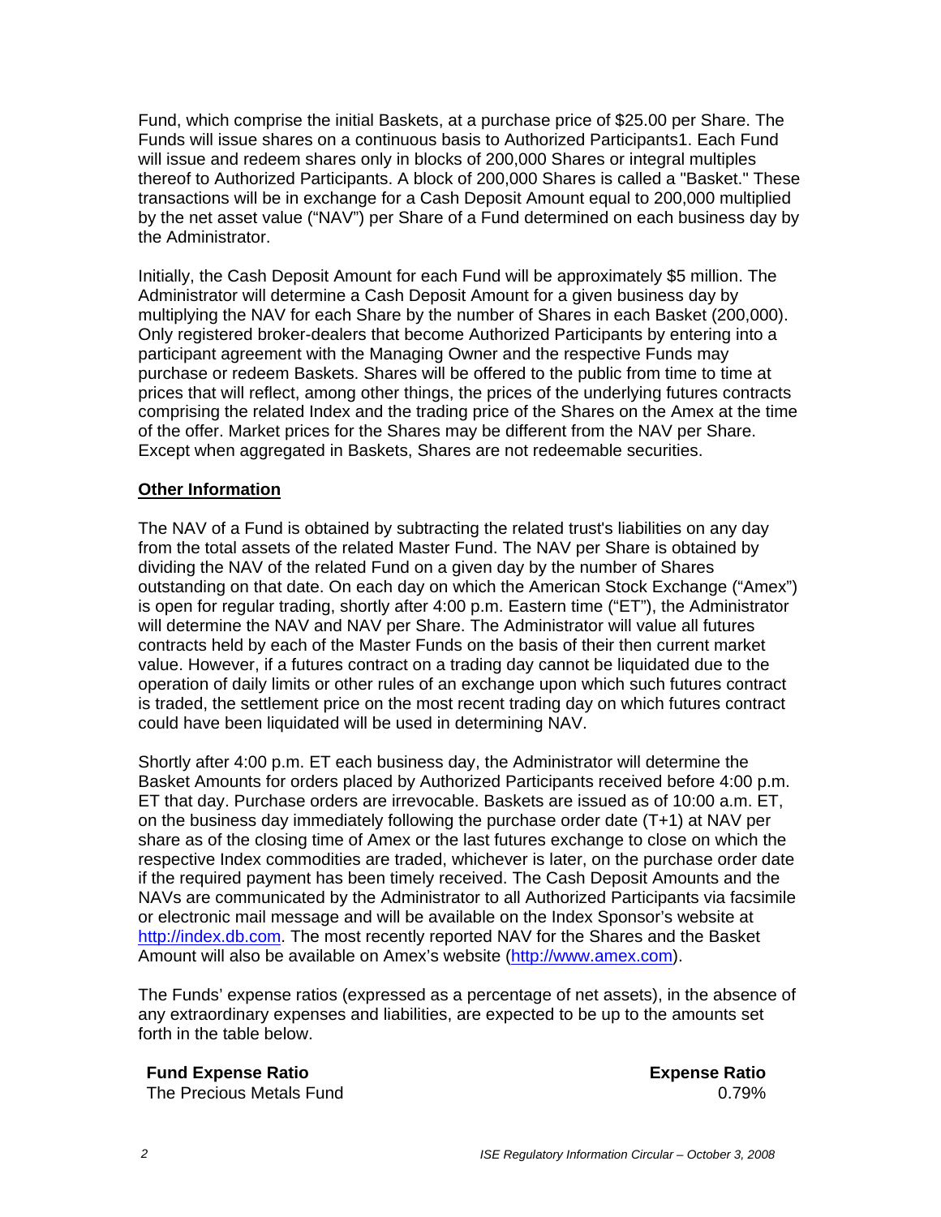Fund, which comprise the initial Baskets, at a purchase price of $25.00 per Share. The Funds will issue shares on a continuous basis to Authorized Participants[1]. Each Fund will issue and redeem shares only in blocks of 200,000 Shares or integral multiples thereof to Authorized Participants. A block of 200,000 Shares is called a "Basket." These transactions will be in exchange for a Cash Deposit Amount equal to 200,000 multiplied by the net asset value ("NAV") per Share of a Fund determined on each business day by the Administrator.

Initially, the Cash Deposit Amount for each Fund will be approximately $5 million. The Administrator will determine a Cash Deposit Amount for a given business day by multiplying the NAV for each Share by the number of Shares in each Basket (200,000). Only registered broker-dealers that become Authorized Participants by entering into a participant agreement with the Managing Owner and the respective Funds may purchase or redeem Baskets. Shares will be offered to the public from time to time at prices that will reflect, among other things, the prices of the underlying futures contracts comprising the related Index and the trading price of the Shares on the Amex at the time of the offer. Market prices for the Shares may be different from the NAV per Share. Except when aggregated in Baskets, Shares are not redeemable securities.

**Other Information**

The NAV of a Fund is obtained by subtracting the related trust's liabilities on any day from the total assets of the related Master Fund. The NAV per Share is obtained by dividing the NAV of the related Fund on a given day by the number of Shares outstanding on that date. On each day on which the American Stock Exchange ("Amex") is open for regular trading, shortly after 4:00 p.m. Eastern time ("ET"), the Administrator will determine the NAV and NAV per Share. The Administrator will value all futures contracts held by each of the Master Funds on the basis of their then current market value. However, if a futures contract on a trading day cannot be liquidated due to the operation of daily limits or other rules of an exchange upon which such futures contract is traded, the settlement price on the most recent trading day on which futures contract could have been liquidated will be used in determining NAV.

Shortly after 4:00 p.m. ET each business day, the Administrator will determine the Basket Amounts for orders placed by Authorized Participants received before 4:00 p.m. ET that day. Purchase orders are irrevocable. Baskets are issued as of 10:00 a.m. ET, on the business day immediately following the purchase order date (T+1) at NAV per share as of the closing time of Amex or the last futures exchange to close on which the respective Index commodities are traded, whichever is later, on the purchase order date if the required payment has been timely received. The Cash Deposit Amounts and the NAVs are communicated by the Administrator to all Authorized Participants via facsimile or electronic mail message and will be available on the Index Sponsor's website at http://index.db.com. The most recently reported NAV for the Shares and the Basket Amount will also be available on Amex's website (http://www.amex.com).

The Funds' expense ratios (expressed as a percentage of net assets), in the absence of any extraordinary expenses and liabilities, are expected to be up to the amounts set forth in the table below.

| **Fund Expense Ratio** | **Expense Ratio** |
|---|---|
| The Precious Metals Fund | 0.79% |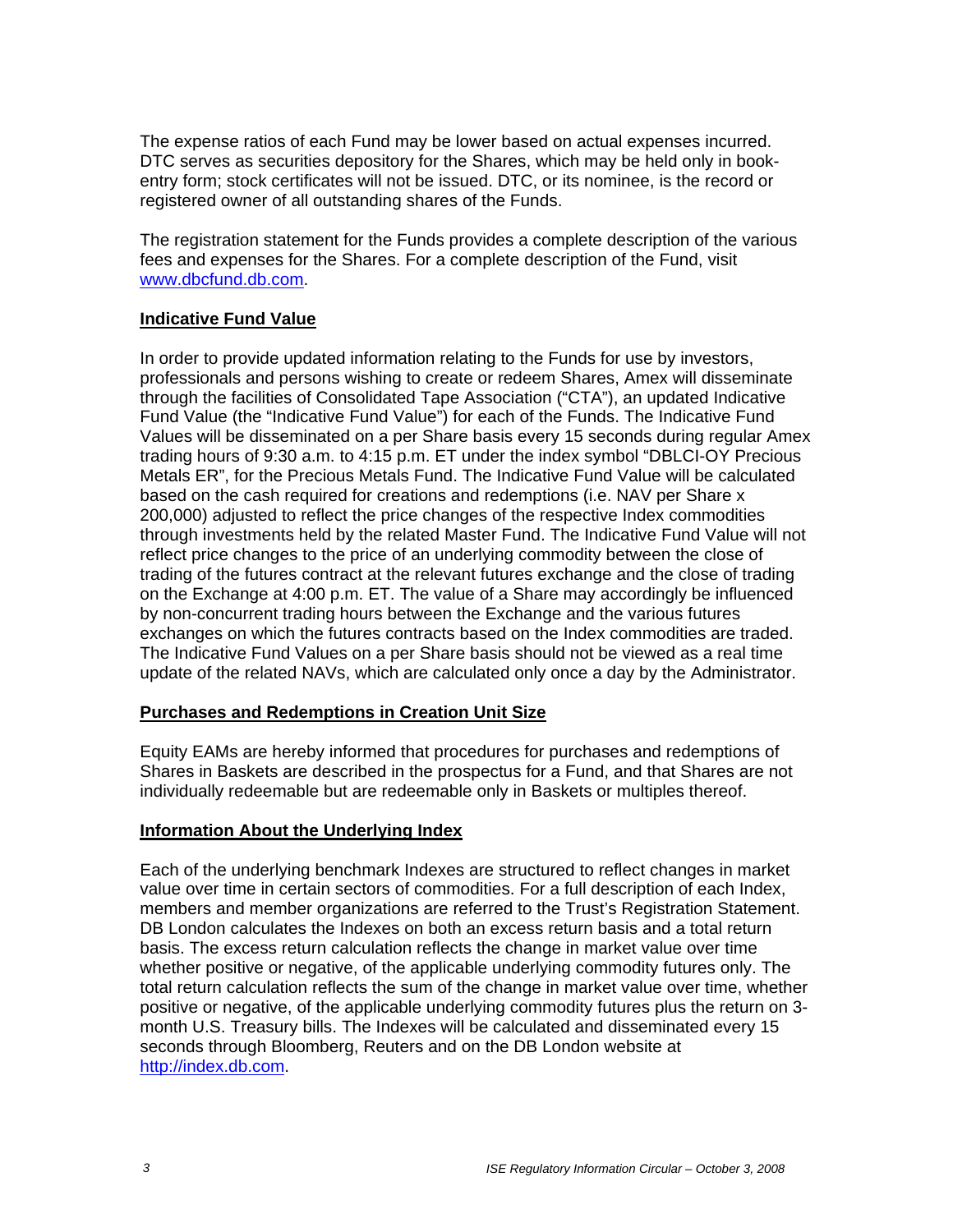The expense ratios of each Fund may be lower based on actual expenses incurred. DTC serves as securities depository for the Shares, which may be held only in book-entry form; stock certificates will not be issued. DTC, or its nominee, is the record or registered owner of all outstanding shares of the Funds.

The registration statement for the Funds provides a complete description of the various fees and expenses for the Shares. For a complete description of the Fund, visit www.dbcfund.db.com.

**Indicative Fund Value**

In order to provide updated information relating to the Funds for use by investors, professionals and persons wishing to create or redeem Shares, Amex will disseminate through the facilities of Consolidated Tape Association ("CTA"), an updated Indicative Fund Value (the "Indicative Fund Value") for each of the Funds. The Indicative Fund Values will be disseminated on a per Share basis every 15 seconds during regular Amex trading hours of 9:30 a.m. to 4:15 p.m. ET under the index symbol "DBLCI-OY Precious Metals ER", for the Precious Metals Fund. The Indicative Fund Value will be calculated based on the cash required for creations and redemptions (i.e. NAV per Share x 200,000) adjusted to reflect the price changes of the respective Index commodities through investments held by the related Master Fund. The Indicative Fund Value will not reflect price changes to the price of an underlying commodity between the close of trading of the futures contract at the relevant futures exchange and the close of trading on the Exchange at 4:00 p.m. ET. The value of a Share may accordingly be influenced by non-concurrent trading hours between the Exchange and the various futures exchanges on which the futures contracts based on the Index commodities are traded. The Indicative Fund Values on a per Share basis should not be viewed as a real time update of the related NAVs, which are calculated only once a day by the Administrator.

**Purchases and Redemptions in Creation Unit Size**

Equity EAMs are hereby informed that procedures for purchases and redemptions of Shares in Baskets are described in the prospectus for a Fund, and that Shares are not individually redeemable but are redeemable only in Baskets or multiples thereof.

**Information About the Underlying Index**

Each of the underlying benchmark Indexes are structured to reflect changes in market value over time in certain sectors of commodities. For a full description of each Index, members and member organizations are referred to the Trust's Registration Statement. DB London calculates the Indexes on both an excess return basis and a total return basis. The excess return calculation reflects the change in market value over time whether positive or negative, of the applicable underlying commodity futures only. The total return calculation reflects the sum of the change in market value over time, whether positive or negative, of the applicable underlying commodity futures plus the return on 3-month U.S. Treasury bills. The Indexes will be calculated and disseminated every 15 seconds through Bloomberg, Reuters and on the DB London website at http://index.db.com.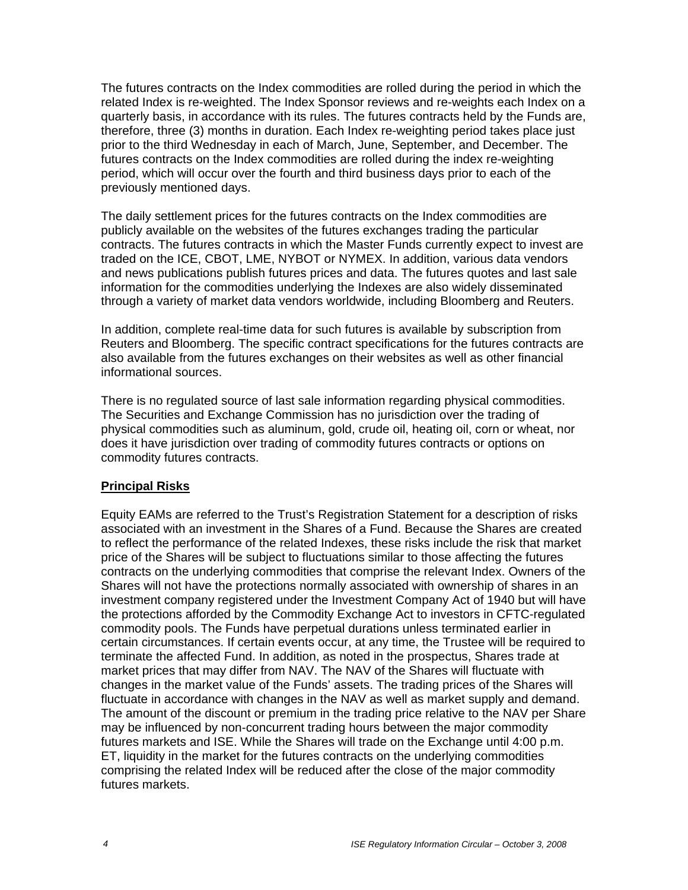The futures contracts on the Index commodities are rolled during the period in which the related Index is re-weighted. The Index Sponsor reviews and re-weights each Index on a quarterly basis, in accordance with its rules. The futures contracts held by the Funds are, therefore, three (3) months in duration. Each Index re-weighting period takes place just prior to the third Wednesday in each of March, June, September, and December. The futures contracts on the Index commodities are rolled during the index re-weighting period, which will occur over the fourth and third business days prior to each of the previously mentioned days.

The daily settlement prices for the futures contracts on the Index commodities are publicly available on the websites of the futures exchanges trading the particular contracts. The futures contracts in which the Master Funds currently expect to invest are traded on the ICE, CBOT, LME, NYBOT or NYMEX. In addition, various data vendors and news publications publish futures prices and data. The futures quotes and last sale information for the commodities underlying the Indexes are also widely disseminated through a variety of market data vendors worldwide, including Bloomberg and Reuters.

In addition, complete real-time data for such futures is available by subscription from Reuters and Bloomberg. The specific contract specifications for the futures contracts are also available from the futures exchanges on their websites as well as other financial informational sources.

There is no regulated source of last sale information regarding physical commodities. The Securities and Exchange Commission has no jurisdiction over the trading of physical commodities such as aluminum, gold, crude oil, heating oil, corn or wheat, nor does it have jurisdiction over trading of commodity futures contracts or options on commodity futures contracts.

## Principal Risks

Equity EAMs are referred to the Trust's Registration Statement for a description of risks associated with an investment in the Shares of a Fund. Because the Shares are created to reflect the performance of the related Indexes, these risks include the risk that market price of the Shares will be subject to fluctuations similar to those affecting the futures contracts on the underlying commodities that comprise the relevant Index. Owners of the Shares will not have the protections normally associated with ownership of shares in an investment company registered under the Investment Company Act of 1940 but will have the protections afforded by the Commodity Exchange Act to investors in CFTC-regulated commodity pools. The Funds have perpetual durations unless terminated earlier in certain circumstances. If certain events occur, at any time, the Trustee will be required to terminate the affected Fund. In addition, as noted in the prospectus, Shares trade at market prices that may differ from NAV. The NAV of the Shares will fluctuate with changes in the market value of the Funds' assets. The trading prices of the Shares will fluctuate in accordance with changes in the NAV as well as market supply and demand. The amount of the discount or premium in the trading price relative to the NAV per Share may be influenced by non-concurrent trading hours between the major commodity futures markets and ISE. While the Shares will trade on the Exchange until 4:00 p.m. ET, liquidity in the market for the futures contracts on the underlying commodities comprising the related Index will be reduced after the close of the major commodity futures markets.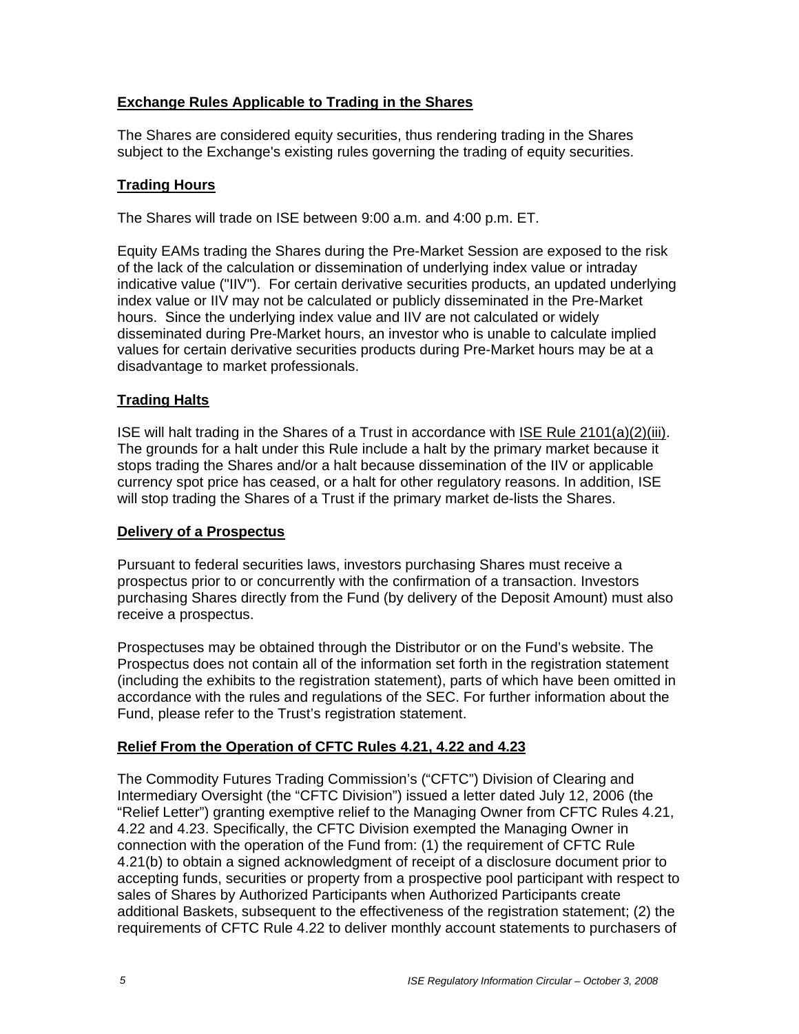## Exchange Rules Applicable to Trading in the Shares

The Shares are considered equity securities, thus rendering trading in the Shares subject to the Exchange's existing rules governing the trading of equity securities.

## Trading Hours

The Shares will trade on ISE between 9:00 a.m. and 4:00 p.m. ET.

Equity EAMs trading the Shares during the Pre-Market Session are exposed to the risk of the lack of the calculation or dissemination of underlying index value or intraday indicative value ("IIV"). For certain derivative securities products, an updated underlying index value or IIV may not be calculated or publicly disseminated in the Pre-Market hours. Since the underlying index value and IIV are not calculated or widely disseminated during Pre-Market hours, an investor who is unable to calculate implied values for certain derivative securities products during Pre-Market hours may be at a disadvantage to market professionals.

## Trading Halts

ISE will halt trading in the Shares of a Trust in accordance with ISE Rule 2101(a)(2)(iii). The grounds for a halt under this Rule include a halt by the primary market because it stops trading the Shares and/or a halt because dissemination of the IIV or applicable currency spot price has ceased, or a halt for other regulatory reasons. In addition, ISE will stop trading the Shares of a Trust if the primary market de-lists the Shares.

## Delivery of a Prospectus

Pursuant to federal securities laws, investors purchasing Shares must receive a prospectus prior to or concurrently with the confirmation of a transaction. Investors purchasing Shares directly from the Fund (by delivery of the Deposit Amount) must also receive a prospectus.

Prospectuses may be obtained through the Distributor or on the Fund's website. The Prospectus does not contain all of the information set forth in the registration statement (including the exhibits to the registration statement), parts of which have been omitted in accordance with the rules and regulations of the SEC. For further information about the Fund, please refer to the Trust's registration statement.

## Relief From the Operation of CFTC Rules 4.21, 4.22 and 4.23

The Commodity Futures Trading Commission's ("CFTC") Division of Clearing and Intermediary Oversight (the "CFTC Division") issued a letter dated July 12, 2006 (the "Relief Letter") granting exemptive relief to the Managing Owner from CFTC Rules 4.21, 4.22 and 4.23. Specifically, the CFTC Division exempted the Managing Owner in connection with the operation of the Fund from: (1) the requirement of CFTC Rule 4.21(b) to obtain a signed acknowledgment of receipt of a disclosure document prior to accepting funds, securities or property from a prospective pool participant with respect to sales of Shares by Authorized Participants when Authorized Participants create additional Baskets, subsequent to the effectiveness of the registration statement; (2) the requirements of CFTC Rule 4.22 to deliver monthly account statements to purchasers of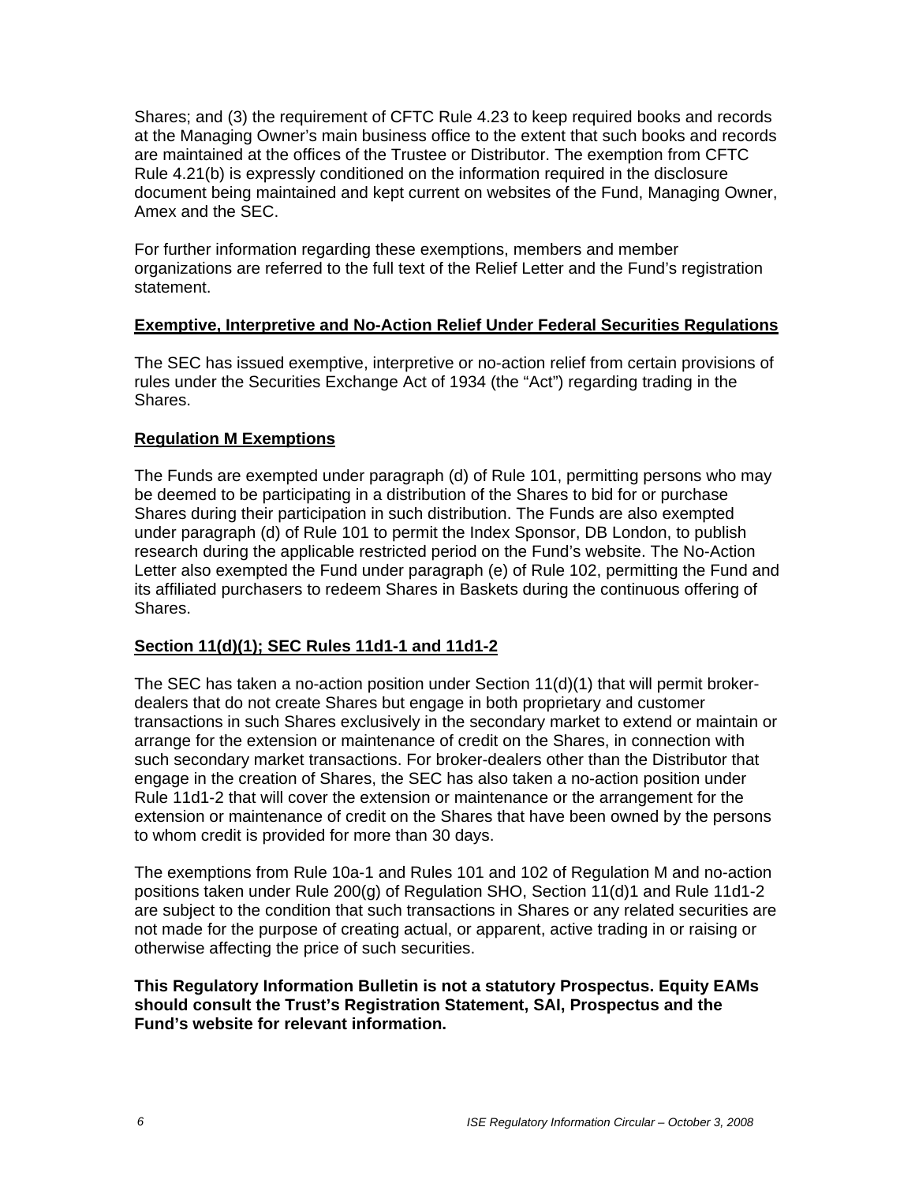Shares; and (3) the requirement of CFTC Rule 4.23 to keep required books and records at the Managing Owner's main business office to the extent that such books and records are maintained at the offices of the Trustee or Distributor. The exemption from CFTC Rule 4.21(b) is expressly conditioned on the information required in the disclosure document being maintained and kept current on websites of the Fund, Managing Owner, Amex and the SEC.

For further information regarding these exemptions, members and member organizations are referred to the full text of the Relief Letter and the Fund's registration statement.

**Exemptive, Interpretive and No-Action Relief Under Federal Securities Regulations**

The SEC has issued exemptive, interpretive or no-action relief from certain provisions of rules under the Securities Exchange Act of 1934 (the "Act") regarding trading in the Shares.

**Regulation M Exemptions**

The Funds are exempted under paragraph (d) of Rule 101, permitting persons who may be deemed to be participating in a distribution of the Shares to bid for or purchase Shares during their participation in such distribution. The Funds are also exempted under paragraph (d) of Rule 101 to permit the Index Sponsor, DB London, to publish research during the applicable restricted period on the Fund's website. The No-Action Letter also exempted the Fund under paragraph (e) of Rule 102, permitting the Fund and its affiliated purchasers to redeem Shares in Baskets during the continuous offering of Shares.

**Section 11(d)(1); SEC Rules 11d1-1 and 11d1-2**

The SEC has taken a no-action position under Section 11(d)(1) that will permit broker-dealers that do not create Shares but engage in both proprietary and customer transactions in such Shares exclusively in the secondary market to extend or maintain or arrange for the extension or maintenance of credit on the Shares, in connection with such secondary market transactions. For broker-dealers other than the Distributor that engage in the creation of Shares, the SEC has also taken a no-action position under Rule 11d1-2 that will cover the extension or maintenance or the arrangement for the extension or maintenance of credit on the Shares that have been owned by the persons to whom credit is provided for more than 30 days.

The exemptions from Rule 10a-1 and Rules 101 and 102 of Regulation M and no-action positions taken under Rule 200(g) of Regulation SHO, Section 11(d)1 and Rule 11d1-2 are subject to the condition that such transactions in Shares or any related securities are not made for the purpose of creating actual, or apparent, active trading in or raising or otherwise affecting the price of such securities.

**This Regulatory Information Bulletin is not a statutory Prospectus. Equity EAMs should consult the Trust's Registration Statement, SAI, Prospectus and the Fund's website for relevant information.**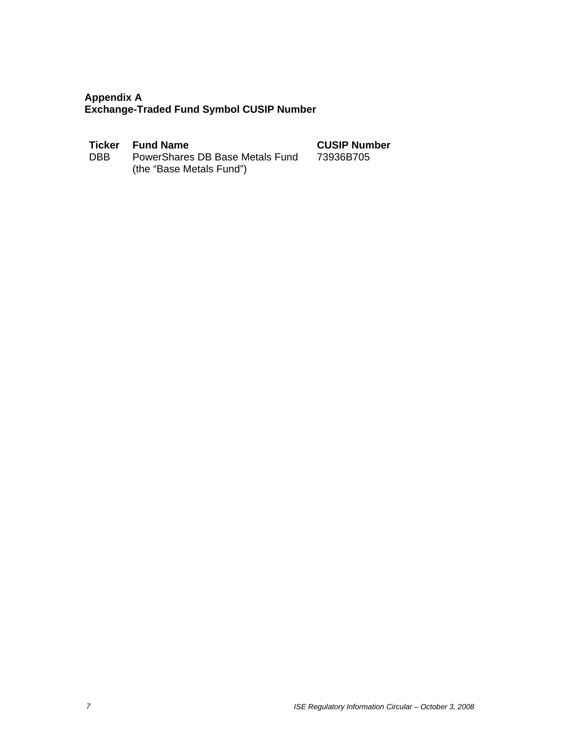**Appendix A**
**Exchange-Traded Fund Symbol CUSIP Number**

| Ticker | Fund Name | CUSIP Number |
|---|---|---|
| DBB | PowerShares DB Base Metals Fund (the "Base Metals Fund") | 73936B705 |